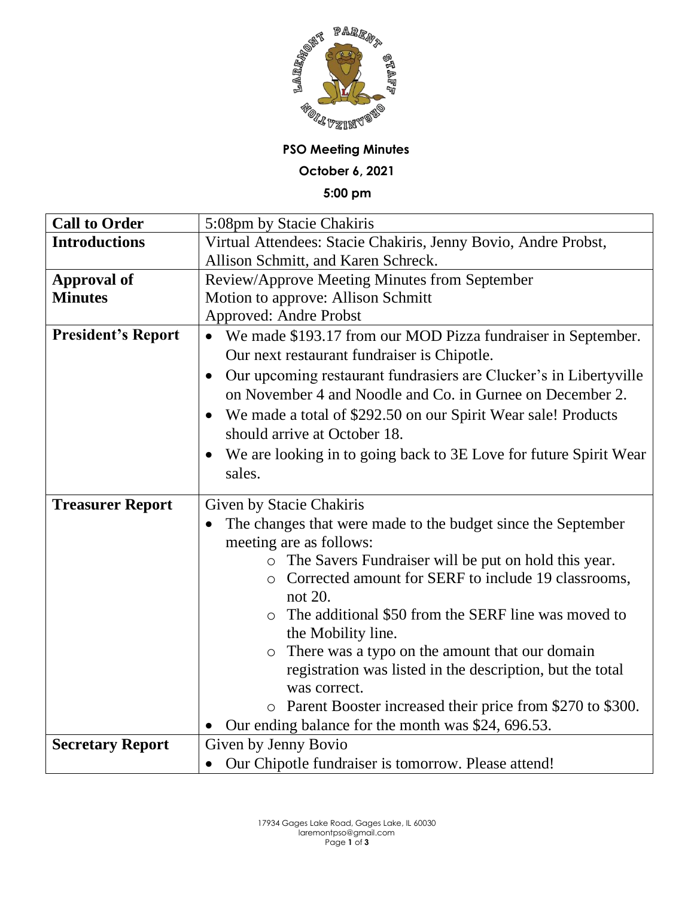**PSO Meeting Minutes**

**October 6, 2021**

**5:00 pm**

| | |
|---|---|
| **Call to Order** | 5:08pm by Stacie Chakiris |
| **Introductions** | Virtual Attendees: Stacie Chakiris, Jenny Bovio, Andre Probst, Allison Schmitt, and Karen Schreck. |
| **Approval of Minutes** | Review/Approve Meeting Minutes from September<br>Motion to approve: Allison Schmitt<br>Approved: Andre Probst |
| **President's Report** | • We made $193.17 from our MOD Pizza fundraiser in September. Our next restaurant fundraiser is Chipotle.<br>• Our upcoming restaurant fundrasiers are Clucker's in Libertyville on November 4 and Noodle and Co. in Gurnee on December 2.<br>• We made a total of $292.50 on our Spirit Wear sale! Products should arrive at October 18.<br>• We are looking in to going back to 3E Love for future Spirit Wear sales. |
| **Treasurer Report** | Given by Stacie Chakiris<br>• The changes that were made to the budget since the September meeting are as follows:<br>&nbsp;&nbsp;&nbsp;&nbsp;○ The Savers Fundraiser will be put on hold this year.<br>&nbsp;&nbsp;&nbsp;&nbsp;○ Corrected amount for SERF to include 19 classrooms, not 20.<br>&nbsp;&nbsp;&nbsp;&nbsp;○ The additional $50 from the SERF line was moved to the Mobility line.<br>&nbsp;&nbsp;&nbsp;&nbsp;○ There was a typo on the amount that our domain registration was listed in the description, but the total was correct.<br>&nbsp;&nbsp;&nbsp;&nbsp;○ Parent Booster increased their price from $270 to $300.<br>• Our ending balance for the month was $24, 696.53. |
| **Secretary Report** | Given by Jenny Bovio<br>• Our Chipotle fundraiser is tomorrow. Please attend! |

17934 Gages Lake Road, Gages Lake, IL 60030
laremontpso@gmail.com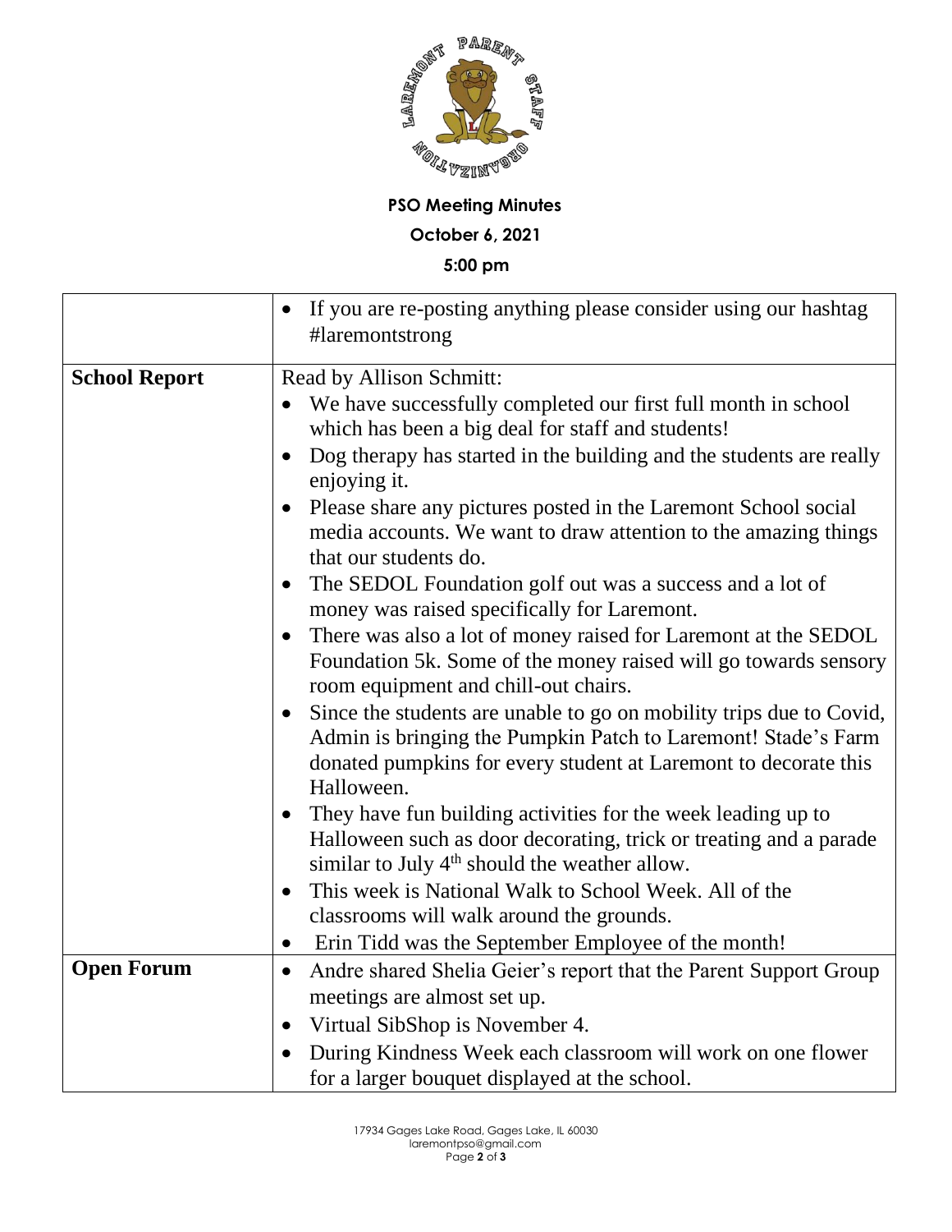**PSO Meeting Minutes**

**October 6, 2021**

**5:00 pm**

| | |
|---|---|
| | • If you are re-posting anything please consider using our hashtag #laremontstrong |
| **School Report** | Read by Allison Schmitt:<br>• We have successfully completed our first full month in school which has been a big deal for staff and students!<br>• Dog therapy has started in the building and the students are really enjoying it.<br>• Please share any pictures posted in the Laremont School social media accounts. We want to draw attention to the amazing things that our students do.<br>• The SEDOL Foundation golf out was a success and a lot of money was raised specifically for Laremont.<br>• There was also a lot of money raised for Laremont at the SEDOL Foundation 5k. Some of the money raised will go towards sensory room equipment and chill-out chairs.<br>• Since the students are unable to go on mobility trips due to Covid, Admin is bringing the Pumpkin Patch to Laremont! Stade's Farm donated pumpkins for every student at Laremont to decorate this Halloween.<br>• They have fun building activities for the week leading up to Halloween such as door decorating, trick or treating and a parade similar to July 4th should the weather allow.<br>• This week is National Walk to School Week. All of the classrooms will walk around the grounds.<br>• Erin Tidd was the September Employee of the month! |
| **Open Forum** | • Andre shared Shelia Geier's report that the Parent Support Group meetings are almost set up.<br>• Virtual SibShop is November 4.<br>• During Kindness Week each classroom will work on one flower for a larger bouquet displayed at the school. |

17934 Gages Lake Road, Gages Lake, IL 60030
laremontpso@gmail.com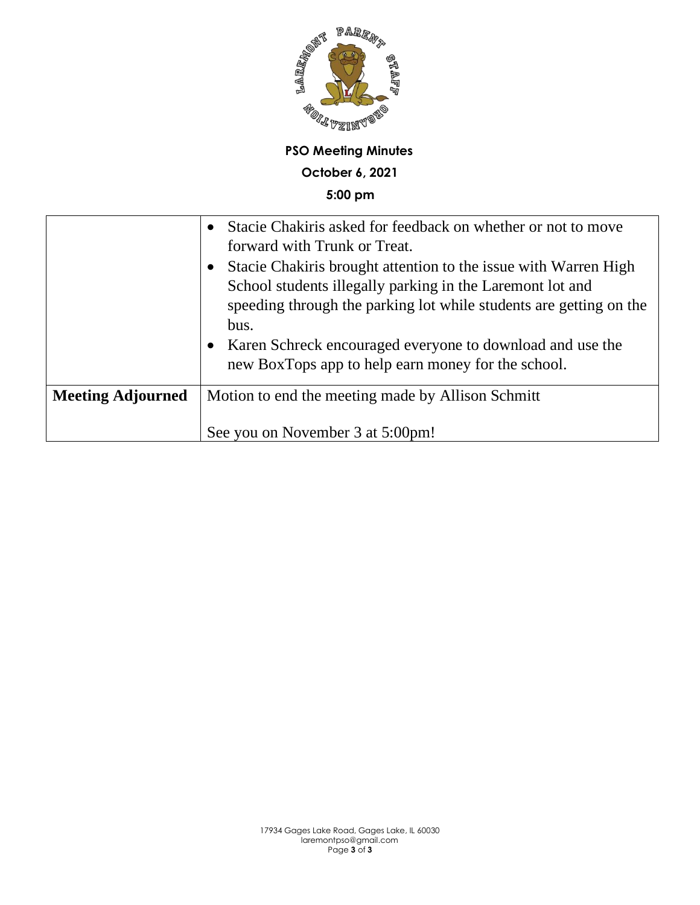**PSO Meeting Minutes**

**October 6, 2021**

**5:00 pm**

| | |
|---|---|
| | • Stacie Chakiris asked for feedback on whether or not to move forward with Trunk or Treat.<br>• Stacie Chakiris brought attention to the issue with Warren High School students illegally parking in the Laremont lot and speeding through the parking lot while students are getting on the bus.<br>• Karen Schreck encouraged everyone to download and use the new BoxTops app to help earn money for the school. |
| **Meeting Adjourned** | Motion to end the meeting made by Allison Schmitt<br><br>See you on November 3 at 5:00pm! |

17934 Gages Lake Road, Gages Lake, IL 60030
laremontpso@gmail.com